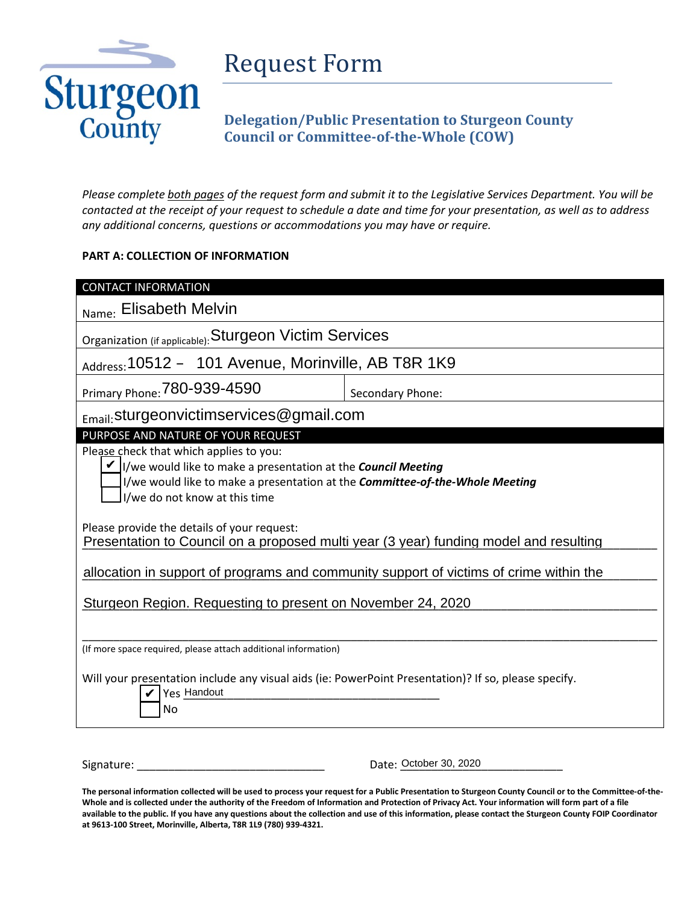Sturgeon County

# Request Form

## Delegation/Public Presentation to Sturgeon County Council or Committee-of-the-Whole (COW)

*Please complete* *both pages* *of the request form and submit it to the Legislative Services Department. You will be contacted at the receipt of your request to schedule a date and time for your presentation, as well as to address any additional concerns, questions or accommodations you may have or require.*

**PART A: COLLECTION OF INFORMATION**

**CONTACT INFORMATION**

Name: Elisabeth Melvin

Organization (if applicable): Sturgeon Victim Services

Address: 10512 – 101 Avenue, Morinville, AB T8R 1K9

| Primary Phone: 780-939-4590 | Secondary Phone: |
|---|---|

Email: sturgeonvictimservices@gmail.com

**PURPOSE AND NATURE OF YOUR REQUEST**

Please check that which applies to you:

- [x] I/we would like to make a presentation at the ***Council Meeting***
- [ ] I/we would like to make a presentation at the ***Committee-of-the-Whole Meeting***
- [ ] I/we do not know at this time

Please provide the details of your request:

Presentation to Council on a proposed multi year (3 year) funding model and resulting allocation in support of programs and community support of victims of crime within the Sturgeon Region. Requesting to present on November 24, 2020

(If more space required, please attach additional information)

Will your presentation include any visual aids (ie: PowerPoint Presentation)? If so, please specify.

- [x] Yes Handout
- [ ] No

Signature: ______________________________ Date: October 30, 2020

**The personal information collected will be used to process your request for a Public Presentation to Sturgeon County Council or to the Committee-of-the-Whole and is collected under the authority of the Freedom of Information and Protection of Privacy Act. Your information will form part of a file available to the public. If you have any questions about the collection and use of this information, please contact the Sturgeon County FOIP Coordinator at 9613-100 Street, Morinville, Alberta, T8R 1L9 (780) 939-4321.**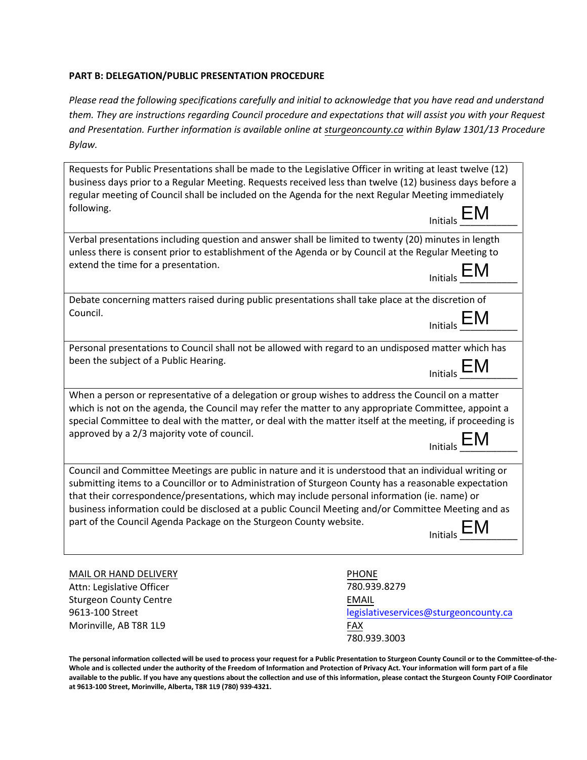**PART B: DELEGATION/PUBLIC PRESENTATION PROCEDURE**

*Please read the following specifications carefully and initial to acknowledge that you have read and understand them. They are instructions regarding Council procedure and expectations that will assist you with your Request and Presentation. Further information is available online at sturgeoncounty.ca within Bylaw 1301/13 Procedure Bylaw.*

| | |
|---|---|
| Requests for Public Presentations shall be made to the Legislative Officer in writing at least twelve (12) business days prior to a Regular Meeting. Requests received less than twelve (12) business days before a regular meeting of Council shall be included on the Agenda for the next Regular Meeting immediately following. | Initials EM |
| Verbal presentations including question and answer shall be limited to twenty (20) minutes in length unless there is consent prior to establishment of the Agenda or by Council at the Regular Meeting to extend the time for a presentation. | Initials EM |
| Debate concerning matters raised during public presentations shall take place at the discretion of Council. | Initials EM |
| Personal presentations to Council shall not be allowed with regard to an undisposed matter which has been the subject of a Public Hearing. | Initials EM |
| When a person or representative of a delegation or group wishes to address the Council on a matter which is not on the agenda, the Council may refer the matter to any appropriate Committee, appoint a special Committee to deal with the matter, or deal with the matter itself at the meeting, if proceeding is approved by a 2/3 majority vote of council. | Initials EM |
| Council and Committee Meetings are public in nature and it is understood that an individual writing or submitting items to a Councillor or to Administration of Sturgeon County has a reasonable expectation that their correspondence/presentations, which may include personal information (ie. name) or business information could be disclosed at a public Council Meeting and/or Committee Meeting and as part of the Council Agenda Package on the Sturgeon County website. | Initials EM |

MAIL OR HAND DELIVERY
Attn: Legislative Officer
Sturgeon County Centre
9613-100 Street
Morinville, AB T8R 1L9

PHONE
780.939.8279
EMAIL
legislativeservices@sturgeoncounty.ca
FAX
780.939.3003

**The personal information collected will be used to process your request for a Public Presentation to Sturgeon County Council or to the Committee-of-the-Whole and is collected under the authority of the Freedom of Information and Protection of Privacy Act. Your information will form part of a file available to the public. If you have any questions about the collection and use of this information, please contact the Sturgeon County FOIP Coordinator at 9613-100 Street, Morinville, Alberta, T8R 1L9 (780) 939-4321.**